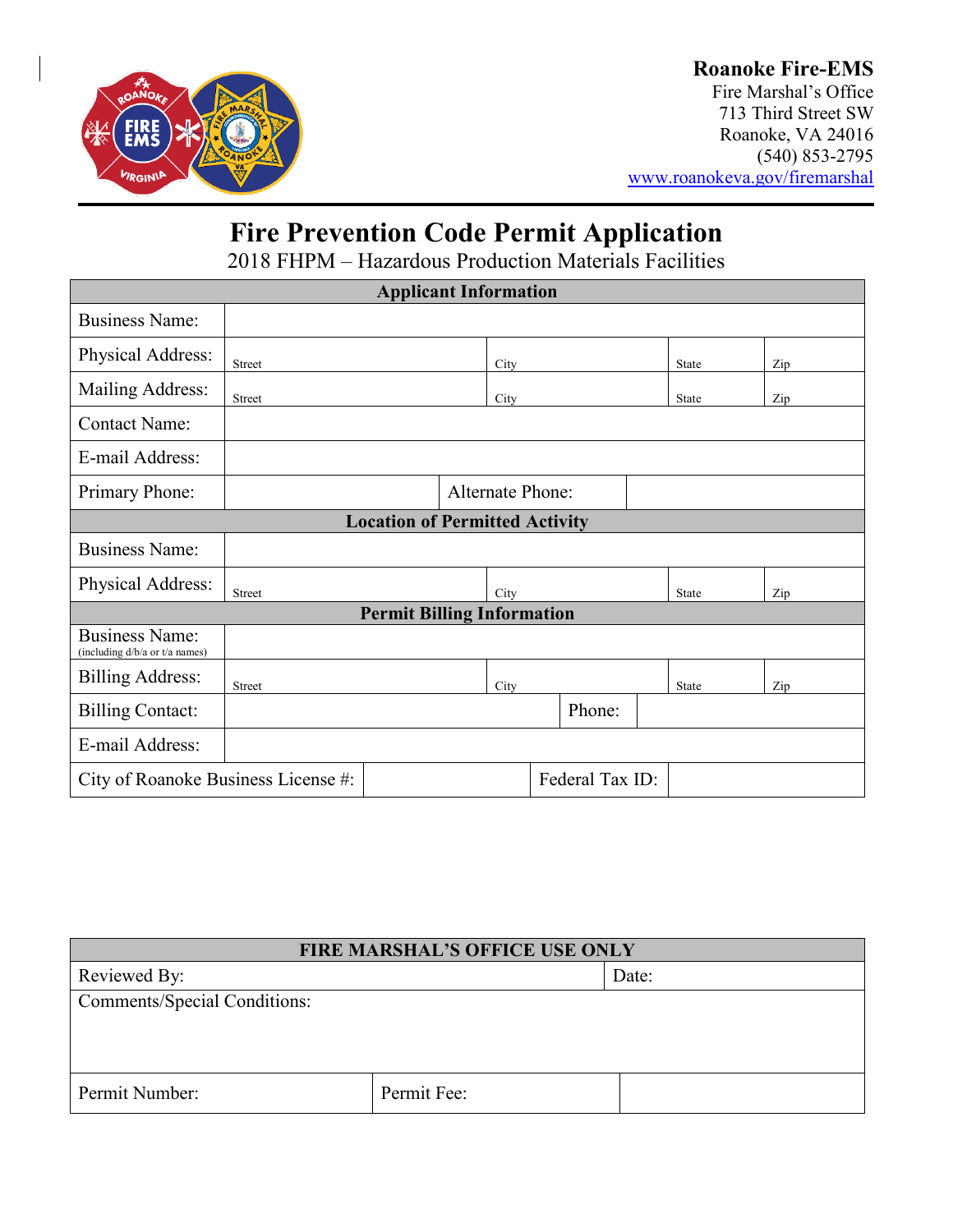**Roanoke Fire-EMS**
Fire Marshal's Office
713 Third Street SW
Roanoke, VA 24016
(540) 853-2795
www.roanokeva.gov/firemarshal

# Fire Prevention Code Permit Application

2018 FHPM – Hazardous Production Materials Facilities

| | | | | |
|---|---|---|---|---|
| **Applicant Information** | | | | |
| Business Name: | | | | |
| Physical Address: | Street | City | State | Zip |
| Mailing Address: | Street | City | State | Zip |
| Contact Name: | | | | |
| E-mail Address: | | | | |
| Primary Phone: | | Alternate Phone: | | |
| **Location of Permitted Activity** | | | | |
| Business Name: | | | | |
| Physical Address: | Street | City | State | Zip |
| **Permit Billing Information** | | | | |
| Business Name: (including d/b/a or t/a names) | | | | |
| Billing Address: | Street | City | State | Zip |
| Billing Contact: | | Phone: | | |
| E-mail Address: | | | | |
| City of Roanoke Business License #: | | Federal Tax ID: | | |

| | | |
|---|---|---|
| **FIRE MARSHAL'S OFFICE USE ONLY** | | |
| Reviewed By: | | Date: |
| Comments/Special Conditions: | | |
| Permit Number: | Permit Fee: | |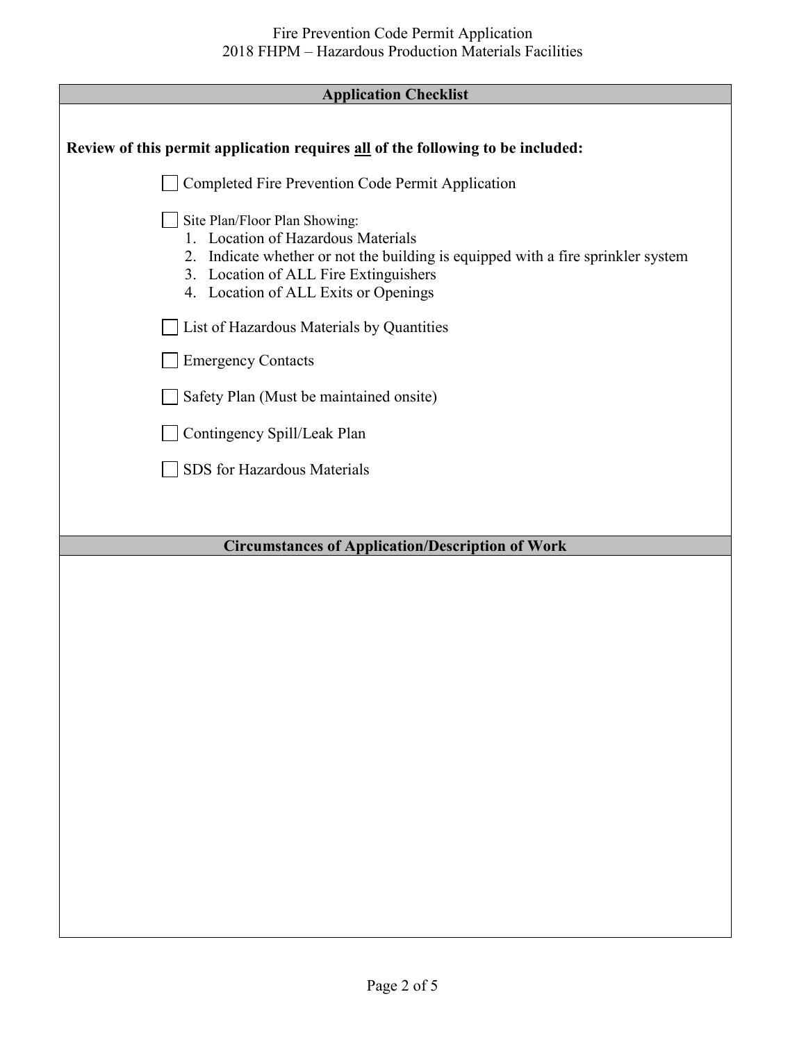## Application Checklist

**Review of this permit application requires all of the following to be included:**

- [ ] Completed Fire Prevention Code Permit Application
- [ ] Site Plan/Floor Plan Showing:
  1. Location of Hazardous Materials
  2. Indicate whether or not the building is equipped with a fire sprinkler system
  3. Location of ALL Fire Extinguishers
  4. Location of ALL Exits or Openings
- [ ] List of Hazardous Materials by Quantities
- [ ] Emergency Contacts
- [ ] Safety Plan (Must be maintained onsite)
- [ ] Contingency Spill/Leak Plan
- [ ] SDS for Hazardous Materials

## Circumstances of Application/Description of Work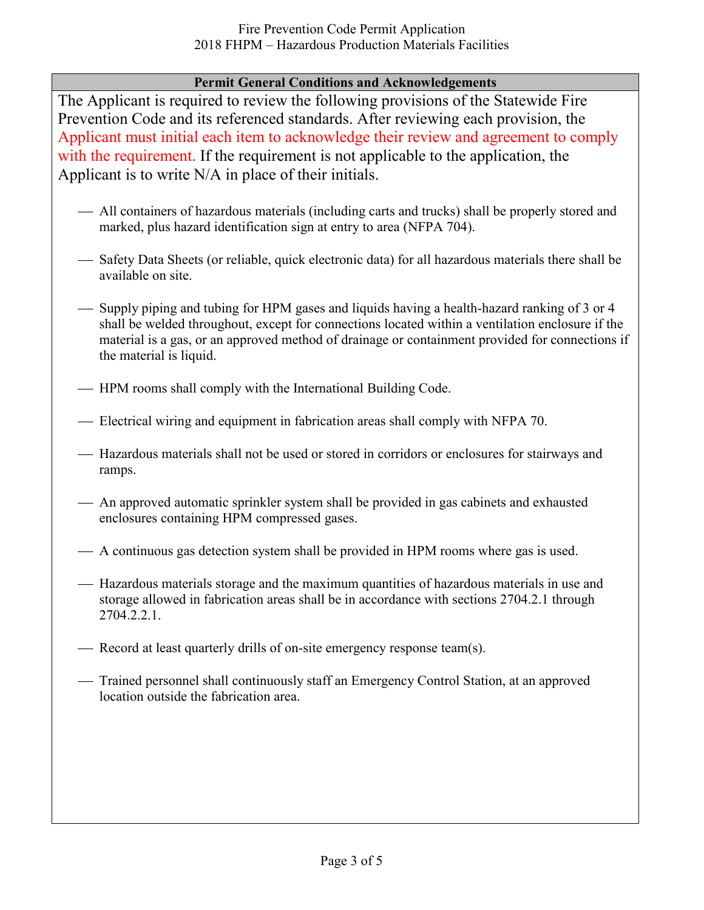## Permit General Conditions and Acknowledgements

The Applicant is required to review the following provisions of the Statewide Fire Prevention Code and its referenced standards. After reviewing each provision, the Applicant must initial each item to acknowledge their review and agreement to comply with the requirement. If the requirement is not applicable to the application, the Applicant is to write N/A in place of their initials.

___ All containers of hazardous materials (including carts and trucks) shall be properly stored and marked, plus hazard identification sign at entry to area (NFPA 704).

___ Safety Data Sheets (or reliable, quick electronic data) for all hazardous materials there shall be available on site.

___ Supply piping and tubing for HPM gases and liquids having a health-hazard ranking of 3 or 4 shall be welded throughout, except for connections located within a ventilation enclosure if the material is a gas, or an approved method of drainage or containment provided for connections if the material is liquid.

___ HPM rooms shall comply with the International Building Code.

___ Electrical wiring and equipment in fabrication areas shall comply with NFPA 70.

___ Hazardous materials shall not be used or stored in corridors or enclosures for stairways and ramps.

___ An approved automatic sprinkler system shall be provided in gas cabinets and exhausted enclosures containing HPM compressed gases.

___ A continuous gas detection system shall be provided in HPM rooms where gas is used.

___ Hazardous materials storage and the maximum quantities of hazardous materials in use and storage allowed in fabrication areas shall be in accordance with sections 2704.2.1 through 2704.2.2.1.

___ Record at least quarterly drills of on-site emergency response team(s).

___ Trained personnel shall continuously staff an Emergency Control Station, at an approved location outside the fabrication area.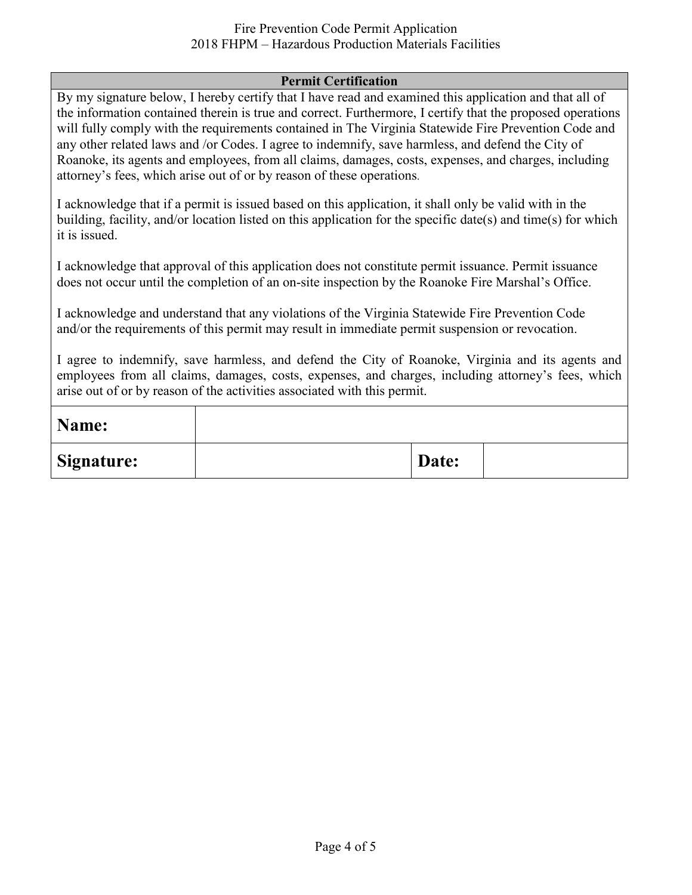## Permit Certification

By my signature below, I hereby certify that I have read and examined this application and that all of the information contained therein is true and correct. Furthermore, I certify that the proposed operations will fully comply with the requirements contained in The Virginia Statewide Fire Prevention Code and any other related laws and /or Codes. I agree to indemnify, save harmless, and defend the City of Roanoke, its agents and employees, from all claims, damages, costs, expenses, and charges, including attorney's fees, which arise out of or by reason of these operations.

I acknowledge that if a permit is issued based on this application, it shall only be valid with in the building, facility, and/or location listed on this application for the specific date(s) and time(s) for which it is issued.

I acknowledge that approval of this application does not constitute permit issuance. Permit issuance does not occur until the completion of an on-site inspection by the Roanoke Fire Marshal's Office.

I acknowledge and understand that any violations of the Virginia Statewide Fire Prevention Code and/or the requirements of this permit may result in immediate permit suspension or revocation.

I agree to indemnify, save harmless, and defend the City of Roanoke, Virginia and its agents and employees from all claims, damages, costs, expenses, and charges, including attorney's fees, which arise out of or by reason of the activities associated with this permit.

| | | | |
|---|---|---|---|
| **Name:** | | | |
| **Signature:** | | **Date:** | |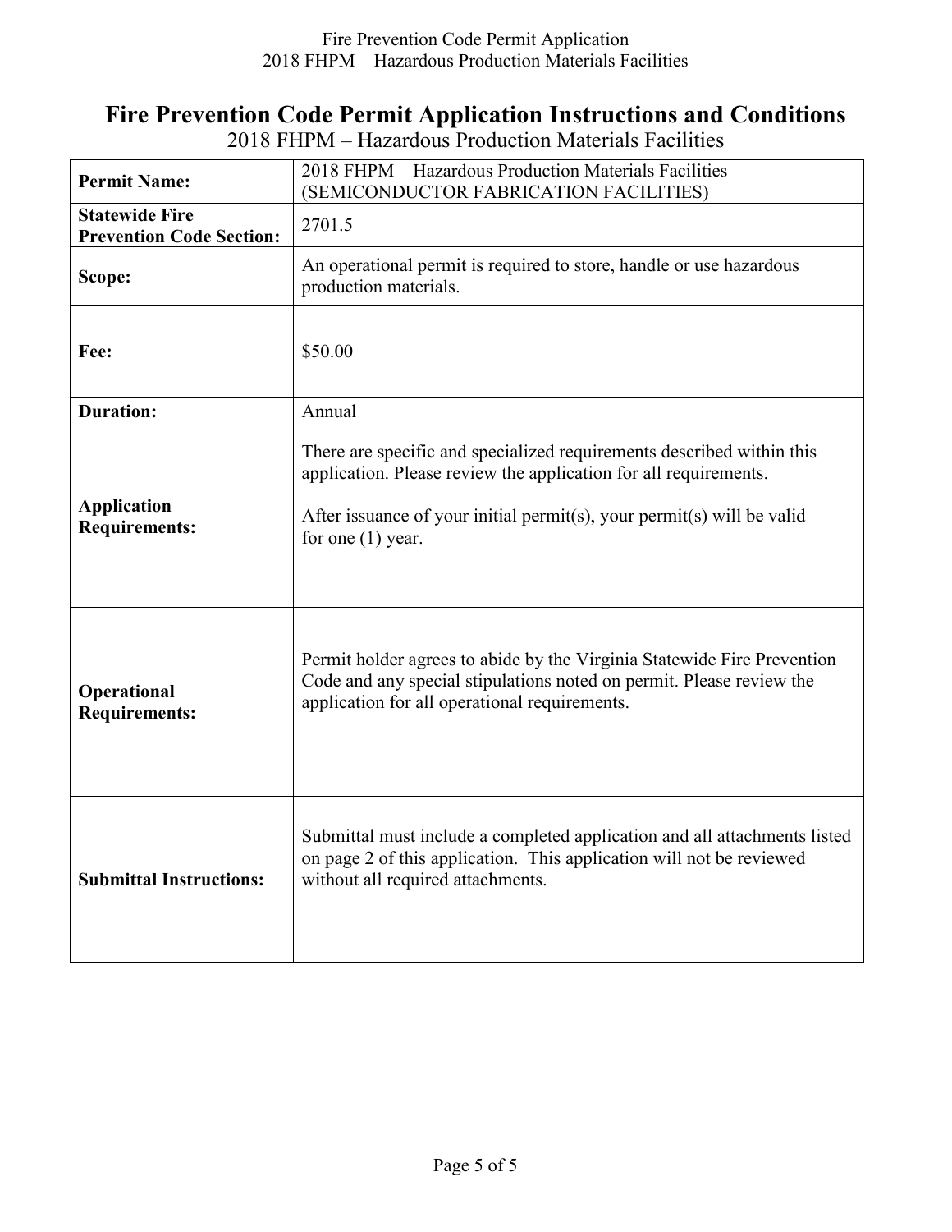# Fire Prevention Code Permit Application Instructions and Conditions

2018 FHPM – Hazardous Production Materials Facilities

| | |
|---|---|
| **Permit Name:** | 2018 FHPM – Hazardous Production Materials Facilities (SEMICONDUCTOR FABRICATION FACILITIES) |
| **Statewide Fire Prevention Code Section:** | 2701.5 |
| **Scope:** | An operational permit is required to store, handle or use hazardous production materials. |
| **Fee:** | $50.00 |
| **Duration:** | Annual |
| **Application Requirements:** | There are specific and specialized requirements described within this application. Please review the application for all requirements.<br><br>After issuance of your initial permit(s), your permit(s) will be valid for one (1) year. |
| **Operational Requirements:** | Permit holder agrees to abide by the Virginia Statewide Fire Prevention Code and any special stipulations noted on permit. Please review the application for all operational requirements. |
| **Submittal Instructions:** | Submittal must include a completed application and all attachments listed on page 2 of this application. This application will not be reviewed without all required attachments. |